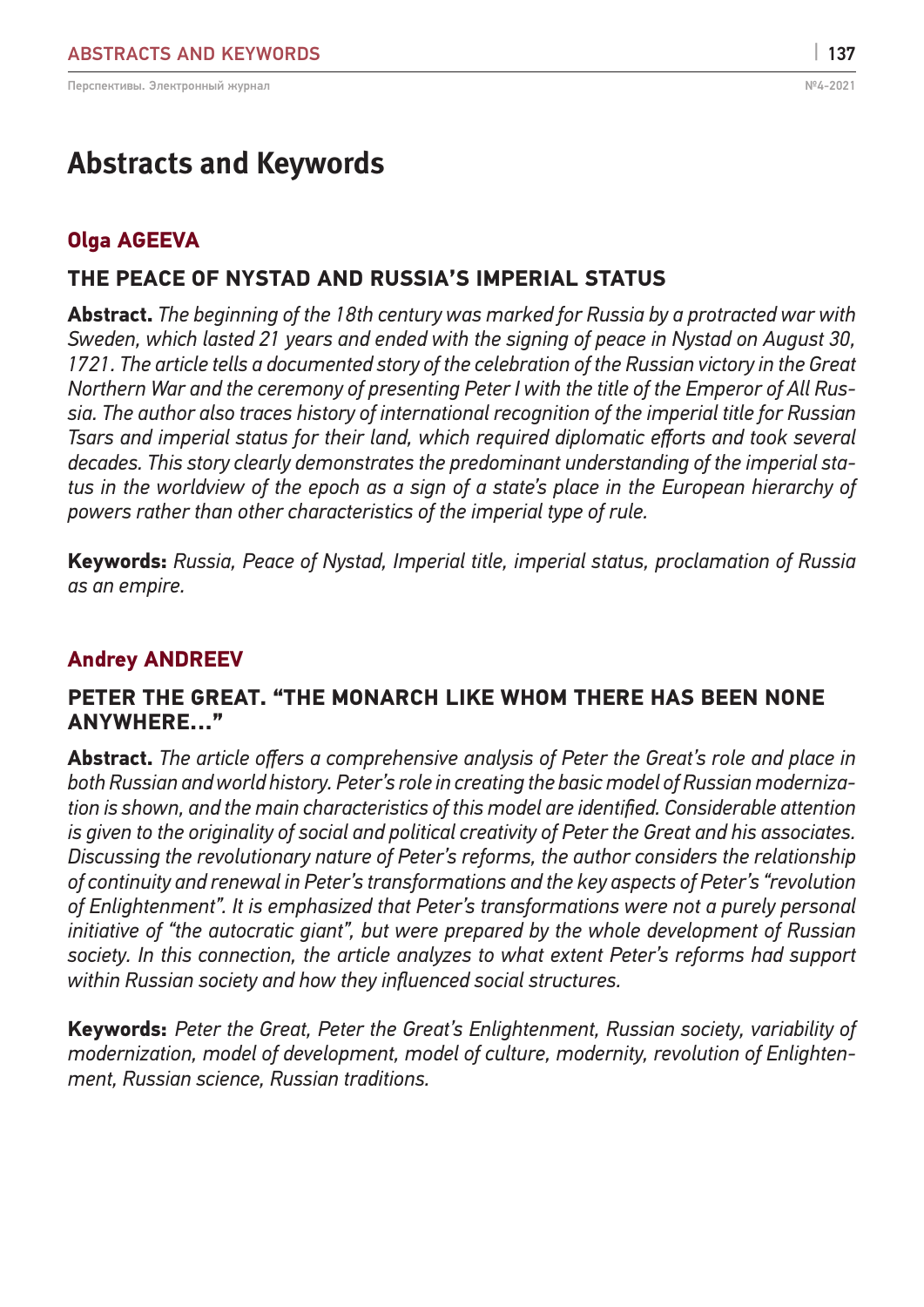# Abstracts and Keywords

## Olga AGEEVA

### THE PEACE OF NYSTAD AND RUSSIA'S IMPERIAL STATUS

**Abstract.** *The beginning of the 18th century was marked for Russia by a protracted war with Sweden, which lasted 21 years and ended with the signing of peace in Nystad on August 30, 1721. The article tells a documented story of the celebration of the Russian victory in the Great Northern War and the ceremony of presenting Peter I with the title of the Emperor of All Russia. The author also traces history of international recognition of the imperial title for Russian Tsars and imperial status for their land, which required diplomatic efforts and took several decades. This story clearly demonstrates the predominant understanding of the imperial status in the worldview of the epoch as a sign of a state's place in the European hierarchy of powers rather than other characteristics of the imperial type of rule.*

**Keywords:** *Russia, Peace of Nystad, Imperial title, imperial status, proclamation of Russia as an empire.*

## Andrey ANDREEV

### PETER THE GREAT. "THE MONARCH LIKE WHOM THERE HAS BEEN NONE ANYWHERE..."

**Abstract.** *The article offers a comprehensive analysis of Peter the Great's role and place in both Russian and world history. Peter's role in creating the basic model of Russian modernization is shown, and the main characteristics of this model are identified. Considerable attention is given to the originality of social and political creativity of Peter the Great and his associates. Discussing the revolutionary nature of Peter's reforms, the author considers the relationship of continuity and renewal in Peter's transformations and the key aspects of Peter's "revolution of Enlightenment". It is emphasized that Peter's transformations were not a purely personal initiative of "the autocratic giant", but were prepared by the whole development of Russian society. In this connection, the article analyzes to what extent Peter's reforms had support within Russian society and how they influenced social structures.*

**Keywords:** *Peter the Great, Peter the Great's Enlightenment, Russian society, variability of modernization, model of development, model of culture, modernity, revolution of Enlightenment, Russian science, Russian traditions.*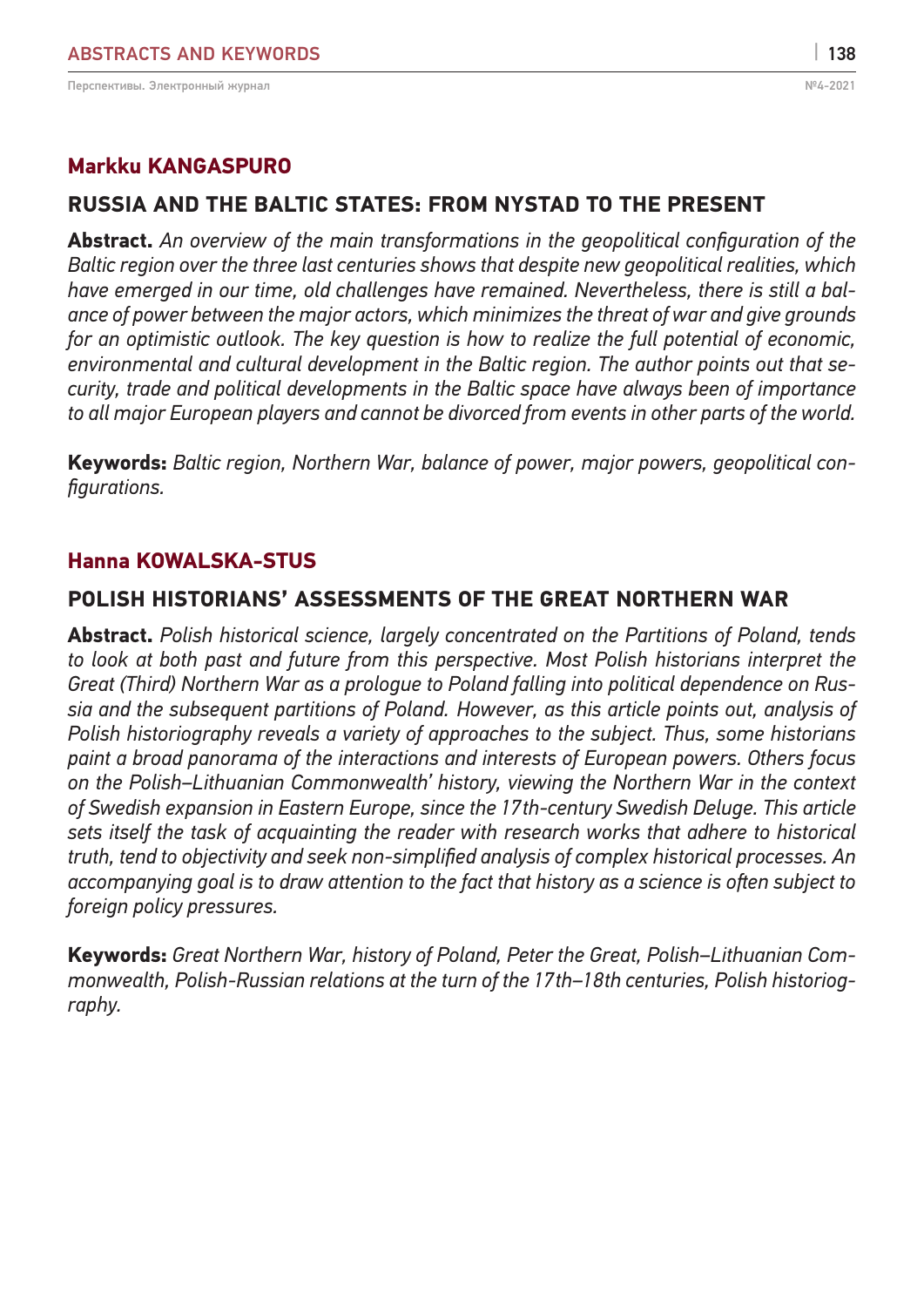## Markku KANGASPURO

### RUSSIA AND THE BALTIC STATES: FROM NYSTAD TO THE PRESENT

**Abstract.** *An overview of the main transformations in the geopolitical configuration of the Baltic region over the three last centuries shows that despite new geopolitical realities, which have emerged in our time, old challenges have remained. Nevertheless, there is still a balance of power between the major actors, which minimizes the threat of war and give grounds for an optimistic outlook. The key question is how to realize the full potential of economic, environmental and cultural development in the Baltic region. The author points out that security, trade and political developments in the Baltic space have always been of importance to all major European players and cannot be divorced from events in other parts of the world.*

**Keywords:** *Baltic region, Northern War, balance of power, major powers, geopolitical configurations.*

## Hanna KOWALSKA-STUS

### POLISH HISTORIANS' ASSESSMENTS OF THE GREAT NORTHERN WAR

**Abstract.** *Polish historical science, largely concentrated on the Partitions of Poland, tends to look at both past and future from this perspective. Most Polish historians interpret the Great (Third) Northern War as a prologue to Poland falling into political dependence on Russia and the subsequent partitions of Poland. However, as this article points out, analysis of Polish historiography reveals a variety of approaches to the subject. Thus, some historians paint a broad panorama of the interactions and interests of European powers. Others focus on the Polish–Lithuanian Commonwealth' history, viewing the Northern War in the context of Swedish expansion in Eastern Europe, since the 17th-century Swedish Deluge. This article sets itself the task of acquainting the reader with research works that adhere to historical truth, tend to objectivity and seek non-simplified analysis of complex historical processes. An accompanying goal is to draw attention to the fact that history as a science is often subject to foreign policy pressures.*

**Keywords:** *Great Northern War, history of Poland, Peter the Great, Polish–Lithuanian Commonwealth, Polish-Russian relations at the turn of the 17th–18th centuries, Polish historiography.*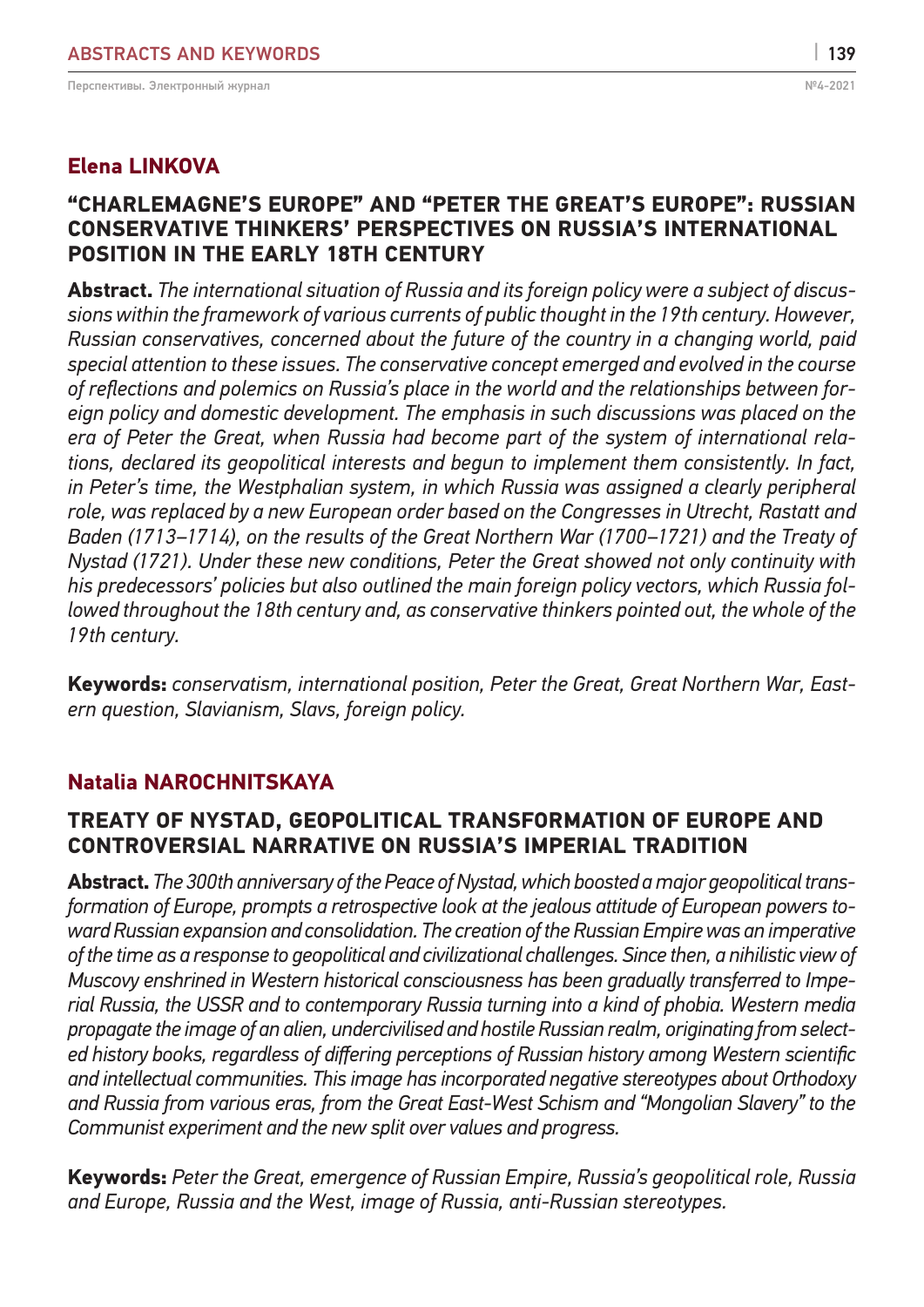## Elena LINKOVA

### "CHARLEMAGNE'S EUROPE" AND "PETER THE GREAT'S EUROPE": RUSSIAN CONSERVATIVE THINKERS' PERSPECTIVES ON RUSSIA'S INTERNATIONAL POSITION IN THE EARLY 18TH CENTURY

**Abstract.** *The international situation of Russia and its foreign policy were a subject of discussions within the framework of various currents of public thought in the 19th century. However, Russian conservatives, concerned about the future of the country in a changing world, paid special attention to these issues. The conservative concept emerged and evolved in the course of reflections and polemics on Russia's place in the world and the relationships between foreign policy and domestic development. The emphasis in such discussions was placed on the era of Peter the Great, when Russia had become part of the system of international relations, declared its geopolitical interests and begun to implement them consistently. In fact, in Peter's time, the Westphalian system, in which Russia was assigned a clearly peripheral role, was replaced by a new European order based on the Congresses in Utrecht, Rastatt and Baden (1713–1714), on the results of the Great Northern War (1700–1721) and the Treaty of Nystad (1721). Under these new conditions, Peter the Great showed not only continuity with his predecessors' policies but also outlined the main foreign policy vectors, which Russia followed throughout the 18th century and, as conservative thinkers pointed out, the whole of the 19th century.*

**Keywords:** *conservatism, international position, Peter the Great, Great Northern War, Eastern question, Slavianism, Slavs, foreign policy.*

## Natalia NAROCHNITSKAYA

### TREATY OF NYSTAD, GEOPOLITICAL TRANSFORMATION OF EUROPE AND CONTROVERSIAL NARRATIVE ON RUSSIA'S IMPERIAL TRADITION

**Abstract.** *The 300th anniversary of the Peace of Nystad, which boosted a major geopolitical transformation of Europe, prompts a retrospective look at the jealous attitude of European powers toward Russian expansion and consolidation. The creation of the Russian Empire was an imperative of the time as a response to geopolitical and civilizational challenges. Since then, a nihilistic view of Muscovy enshrined in Western historical consciousness has been gradually transferred to Imperial Russia, the USSR and to contemporary Russia turning into a kind of phobia. Western media propagate the image of an alien, undercivilised and hostile Russian realm, originating from selected history books, regardless of differing perceptions of Russian history among Western scientific and intellectual communities. This image has incorporated negative stereotypes about Orthodoxy and Russia from various eras, from the Great East-West Schism and "Mongolian Slavery" to the Communist experiment and the new split over values and progress.*

**Keywords:** *Peter the Great, emergence of Russian Empire, Russia's geopolitical role, Russia and Europe, Russia and the West, image of Russia, anti-Russian stereotypes.*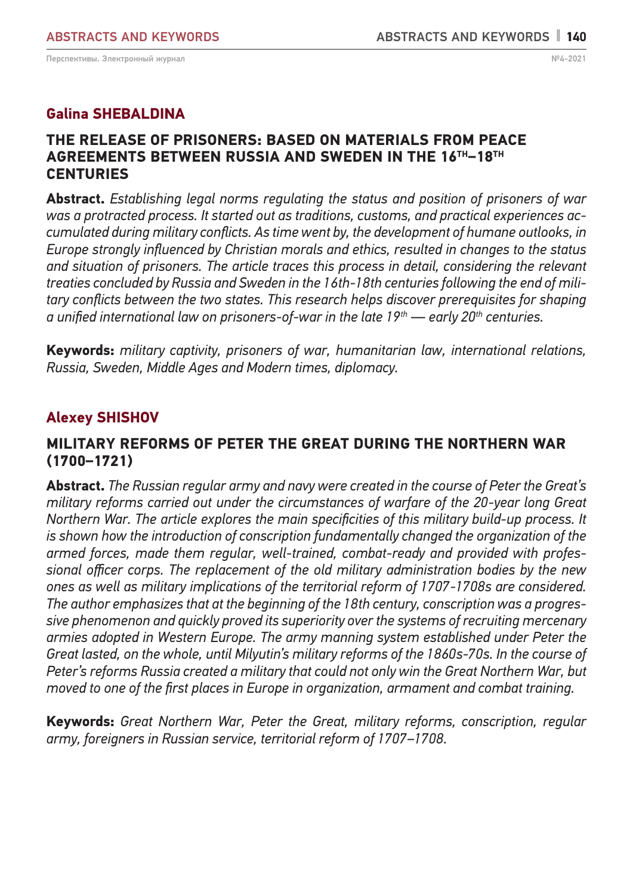### Galina SHEBALDINA

## THE RELEASE OF PRISONERS: BASED ON MATERIALS FROM PEACE AGREEMENTS BETWEEN RUSSIA AND SWEDEN IN THE 16TH–18TH CENTURIES

**Abstract.** *Establishing legal norms regulating the status and position of prisoners of war was a protracted process. It started out as traditions, customs, and practical experiences accumulated during military conflicts. As time went by, the development of humane outlooks, in Europe strongly influenced by Christian morals and ethics, resulted in changes to the status and situation of prisoners. The article traces this process in detail, considering the relevant treaties concluded by Russia and Sweden in the 16th-18th centuries following the end of military conflicts between the two states. This research helps discover prerequisites for shaping a unified international law on prisoners-of-war in the late 19th — early 20th centuries.*

**Keywords:** *military captivity, prisoners of war, humanitarian law, international relations, Russia, Sweden, Middle Ages and Modern times, diplomacy.*

### Alexey SHISHOV

## MILITARY REFORMS OF PETER THE GREAT DURING THE NORTHERN WAR (1700–1721)

**Abstract.** *The Russian regular army and navy were created in the course of Peter the Great's military reforms carried out under the circumstances of warfare of the 20-year long Great Northern War. The article explores the main specificities of this military build-up process. It is shown how the introduction of conscription fundamentally changed the organization of the armed forces, made them regular, well-trained, combat-ready and provided with professional officer corps. The replacement of the old military administration bodies by the new ones as well as military implications of the territorial reform of 1707-1708s are considered. The author emphasizes that at the beginning of the 18th century, conscription was a progressive phenomenon and quickly proved its superiority over the systems of recruiting mercenary armies adopted in Western Europe. The army manning system established under Peter the Great lasted, on the whole, until Milyutin's military reforms of the 1860s-70s. In the course of Peter's reforms Russia created a military that could not only win the Great Northern War, but moved to one of the first places in Europe in organization, armament and combat training.*

**Keywords:** *Great Northern War, Peter the Great, military reforms, conscription, regular army, foreigners in Russian service, territorial reform of 1707–1708.*